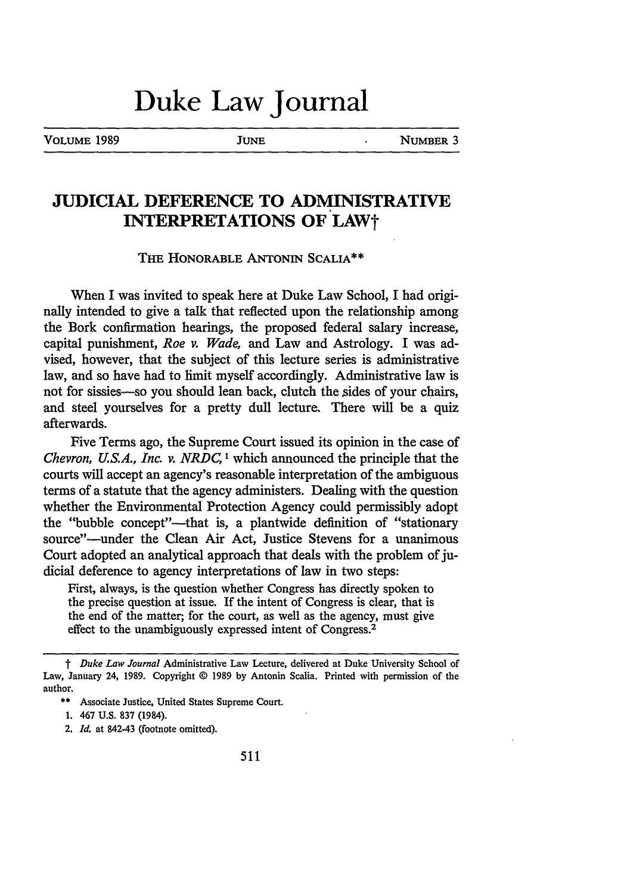# Duke Law Journal

VOLUME 1989 | JUNE | NUMBER 3

## JUDICIAL DEFERENCE TO ADMINISTRATIVE INTERPRETATIONS OF LAW†

THE HONORABLE ANTONIN SCALIA**

When I was invited to speak here at Duke Law School, I had originally intended to give a talk that reflected upon the relationship among the Bork confirmation hearings, the proposed federal salary increase, capital punishment, *Roe v. Wade*, and Law and Astrology. I was advised, however, that the subject of this lecture series is administrative law, and so have had to limit myself accordingly. Administrative law is not for sissies—so you should lean back, clutch the sides of your chairs, and steel yourselves for a pretty dull lecture. There will be a quiz afterwards.

Five Terms ago, the Supreme Court issued its opinion in the case of *Chevron, U.S.A., Inc. v. NRDC*,[1] which announced the principle that the courts will accept an agency's reasonable interpretation of the ambiguous terms of a statute that the agency administers. Dealing with the question whether the Environmental Protection Agency could permissibly adopt the "bubble concept"—that is, a plantwide definition of "stationary source"—under the Clean Air Act, Justice Stevens for a unanimous Court adopted an analytical approach that deals with the problem of judicial deference to agency interpretations of law in two steps:

> First, always, is the question whether Congress has directly spoken to the precise question at issue. If the intent of Congress is clear, that is the end of the matter; for the court, as well as the agency, must give effect to the unambiguously expressed intent of Congress.[2]

---

† *Duke Law Journal* Administrative Law Lecture, delivered at Duke University School of Law, January 24, 1989. Copyright © 1989 by Antonin Scalia. Printed with permission of the author.

** Associate Justice, United States Supreme Court.

1. 467 U.S. 837 (1984).

2. *Id.* at 842-43 (footnote omitted).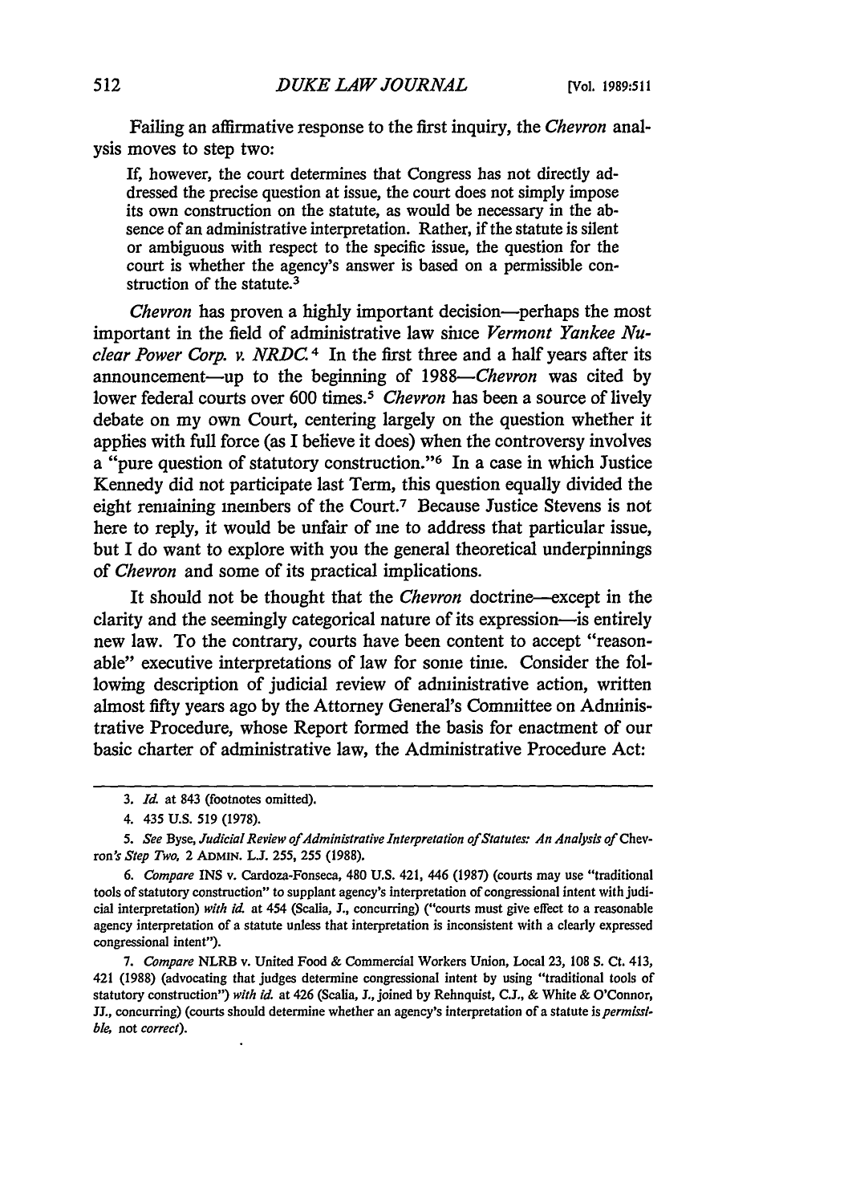Failing an affirmative response to the first inquiry, the *Chevron* analysis moves to step two:

> If, however, the court determines that Congress has not directly addressed the precise question at issue, the court does not simply impose its own construction on the statute, as would be necessary in the absence of an administrative interpretation. Rather, if the statute is silent or ambiguous with respect to the specific issue, the question for the court is whether the agency's answer is based on a permissible construction of the statute.[3]

*Chevron* has proven a highly important decision—perhaps the most important in the field of administrative law since *Vermont Yankee Nuclear Power Corp. v. NRDC*.[4] In the first three and a half years after its announcement—up to the beginning of 1988—*Chevron* was cited by lower federal courts over 600 times.[5] *Chevron* has been a source of lively debate on my own Court, centering largely on the question whether it applies with full force (as I believe it does) when the controversy involves a "pure question of statutory construction."[6] In a case in which Justice Kennedy did not participate last Term, this question equally divided the eight remaining members of the Court.[7] Because Justice Stevens is not here to reply, it would be unfair of me to address that particular issue, but I do want to explore with you the general theoretical underpinnings of *Chevron* and some of its practical implications.

It should not be thought that the *Chevron* doctrine—except in the clarity and the seemingly categorical nature of its expression—is entirely new law. To the contrary, courts have been content to accept "reasonable" executive interpretations of law for some time. Consider the following description of judicial review of administrative action, written almost fifty years ago by the Attorney General's Committee on Administrative Procedure, whose Report formed the basis for enactment of our basic charter of administrative law, the Administrative Procedure Act:

---

3. *Id.* at 843 (footnotes omitted).

4. 435 U.S. 519 (1978).

5. *See* Byse, *Judicial Review of Administrative Interpretation of Statutes: An Analysis of* Chevron*'s Step Two*, 2 ADMIN. L.J. 255, 255 (1988).

6. *Compare* INS v. Cardoza-Fonseca, 480 U.S. 421, 446 (1987) (courts may use "traditional tools of statutory construction" to supplant agency's interpretation of congressional intent with judicial interpretation) *with id.* at 454 (Scalia, J., concurring) ("courts must give effect to a reasonable agency interpretation of a statute unless that interpretation is inconsistent with a clearly expressed congressional intent").

7. *Compare* NLRB v. United Food & Commercial Workers Union, Local 23, 108 S. Ct. 413, 421 (1988) (advocating that judges determine congressional intent by using "traditional tools of statutory construction") *with id.* at 426 (Scalia, J., joined by Rehnquist, C.J., & White & O'Connor, JJ., concurring) (courts should determine whether an agency's interpretation of a statute is *permissible*, not *correct*).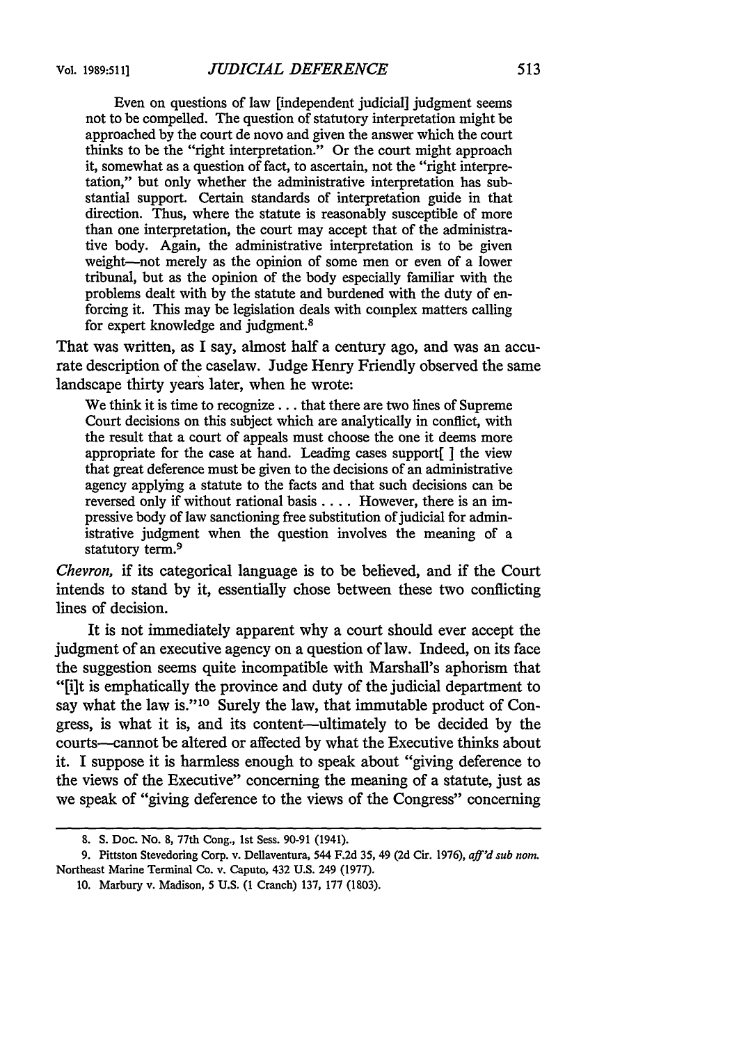> Even on questions of law [independent judicial] judgment seems not to be compelled. The question of statutory interpretation might be approached by the court de novo and given the answer which the court thinks to be the "right interpretation." Or the court might approach it, somewhat as a question of fact, to ascertain, not the "right interpretation," but only whether the administrative interpretation has substantial support. Certain standards of interpretation guide in that direction. Thus, where the statute is reasonably susceptible of more than one interpretation, the court may accept that of the administrative body. Again, the administrative interpretation is to be given weight—not merely as the opinion of some men or even of a lower tribunal, but as the opinion of the body especially familiar with the problems dealt with by the statute and burdened with the duty of enforcing it. This may be legislation deals with complex matters calling for expert knowledge and judgment.[8]

That was written, as I say, almost half a century ago, and was an accurate description of the caselaw. Judge Henry Friendly observed the same landscape thirty years later, when he wrote:

> We think it is time to recognize . . . that there are two lines of Supreme Court decisions on this subject which are analytically in conflict, with the result that a court of appeals must choose the one it deems more appropriate for the case at hand. Leading cases support[ ] the view that great deference must be given to the decisions of an administrative agency applying a statute to the facts and that such decisions can be reversed only if without rational basis . . . . However, there is an impressive body of law sanctioning free substitution of judicial for administrative judgment when the question involves the meaning of a statutory term.[9]

*Chevron,* if its categorical language is to be believed, and if the Court intends to stand by it, essentially chose between these two conflicting lines of decision.

It is not immediately apparent why a court should ever accept the judgment of an executive agency on a question of law. Indeed, on its face the suggestion seems quite incompatible with Marshall's aphorism that "[i]t is emphatically the province and duty of the judicial department to say what the law is."[10] Surely the law, that immutable product of Congress, is what it is, and its content—ultimately to be decided by the courts—cannot be altered or affected by what the Executive thinks about it. I suppose it is harmless enough to speak about "giving deference to the views of the Executive" concerning the meaning of a statute, just as we speak of "giving deference to the views of the Congress" concerning

---

8. S. Doc. No. 8, 77th Cong., 1st Sess. 90-91 (1941).

9. Pittston Stevedoring Corp. v. Dellaventura, 544 F.2d 35, 49 (2d Cir. 1976), *aff'd sub nom.* Northeast Marine Terminal Co. v. Caputo, 432 U.S. 249 (1977).

10. Marbury v. Madison, 5 U.S. (1 Cranch) 137, 177 (1803).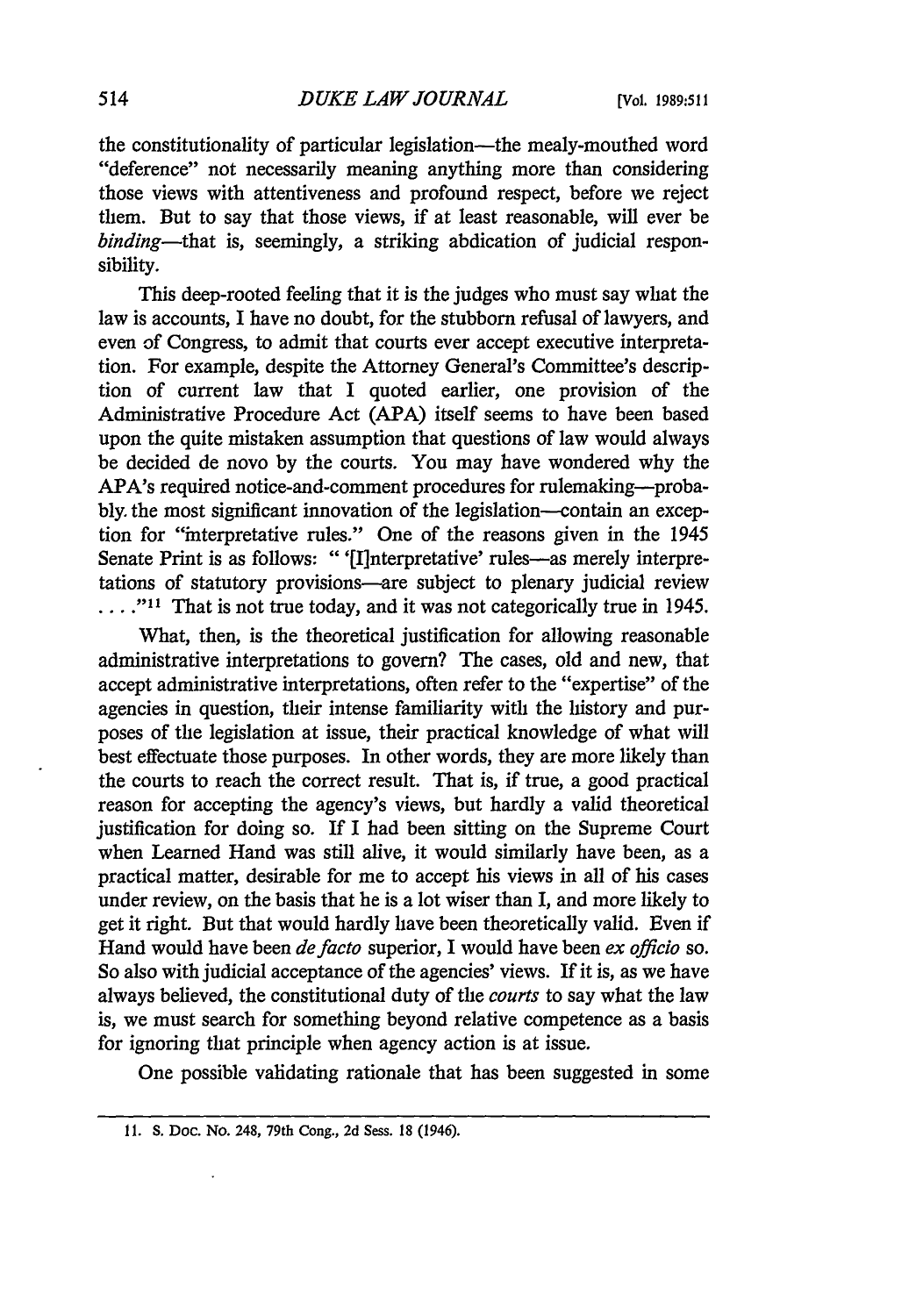the constitutionality of particular legislation—the mealy-mouthed word "deference" not necessarily meaning anything more than considering those views with attentiveness and profound respect, before we reject them. But to say that those views, if at least reasonable, will ever be *binding*—that is, seemingly, a striking abdication of judicial responsibility.

This deep-rooted feeling that it is the judges who must say what the law is accounts, I have no doubt, for the stubborn refusal of lawyers, and even of Congress, to admit that courts ever accept executive interpretation. For example, despite the Attorney General's Committee's description of current law that I quoted earlier, one provision of the Administrative Procedure Act (APA) itself seems to have been based upon the quite mistaken assumption that questions of law would always be decided de novo by the courts. You may have wondered why the APA's required notice-and-comment procedures for rulemaking—probably the most significant innovation of the legislation—contain an exception for "interpretative rules." One of the reasons given in the 1945 Senate Print is as follows: " '[I]nterpretative' rules—as merely interpretations of statutory provisions—are subject to plenary judicial review . . . ."[11] That is not true today, and it was not categorically true in 1945.

What, then, is the theoretical justification for allowing reasonable administrative interpretations to govern? The cases, old and new, that accept administrative interpretations, often refer to the "expertise" of the agencies in question, their intense familiarity with the history and purposes of the legislation at issue, their practical knowledge of what will best effectuate those purposes. In other words, they are more likely than the courts to reach the correct result. That is, if true, a good practical reason for accepting the agency's views, but hardly a valid theoretical justification for doing so. If I had been sitting on the Supreme Court when Learned Hand was still alive, it would similarly have been, as a practical matter, desirable for me to accept his views in all of his cases under review, on the basis that he is a lot wiser than I, and more likely to get it right. But that would hardly have been theoretically valid. Even if Hand would have been *de facto* superior, I would have been *ex officio* so. So also with judicial acceptance of the agencies' views. If it is, as we have always believed, the constitutional duty of the *courts* to say what the law is, we must search for something beyond relative competence as a basis for ignoring that principle when agency action is at issue.

One possible validating rationale that has been suggested in some

---

11. S. Doc. No. 248, 79th Cong., 2d Sess. 18 (1946).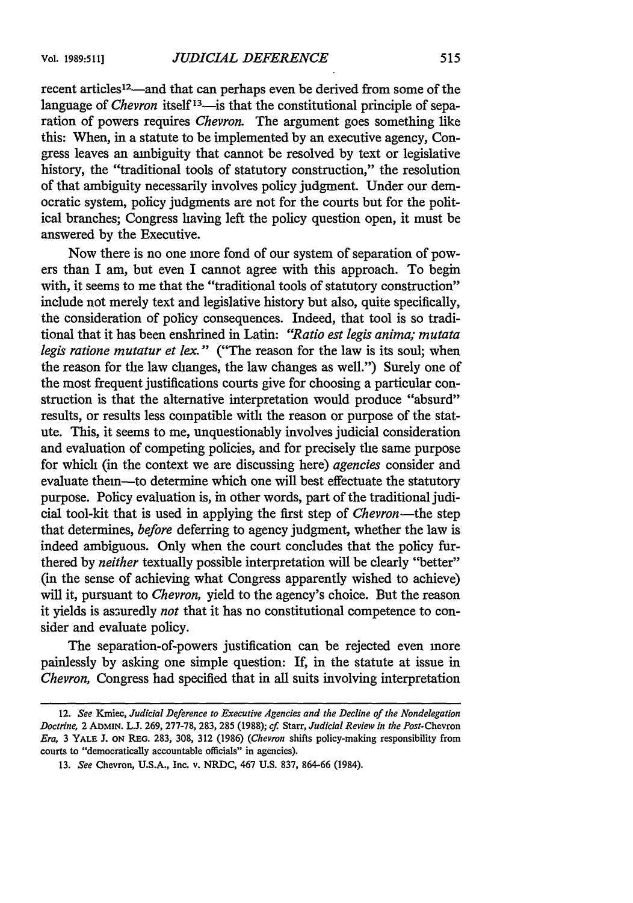recent articles[12]—and that can perhaps even be derived from some of the language of *Chevron* itself[13]—is that the constitutional principle of separation of powers requires *Chevron*. The argument goes something like this: When, in a statute to be implemented by an executive agency, Congress leaves an ambiguity that cannot be resolved by text or legislative history, the "traditional tools of statutory construction," the resolution of that ambiguity necessarily involves policy judgment. Under our democratic system, policy judgments are not for the courts but for the political branches; Congress having left the policy question open, it must be answered by the Executive.

Now there is no one more fond of our system of separation of powers than I am, but even I cannot agree with this approach. To begin with, it seems to me that the "traditional tools of statutory construction" include not merely text and legislative history but also, quite specifically, the consideration of policy consequences. Indeed, that tool is so traditional that it has been enshrined in Latin: *"Ratio est legis anima; mutata legis ratione mutatur et lex."* ("The reason for the law is its soul; when the reason for the law changes, the law changes as well.") Surely one of the most frequent justifications courts give for choosing a particular construction is that the alternative interpretation would produce "absurd" results, or results less compatible with the reason or purpose of the statute. This, it seems to me, unquestionably involves judicial consideration and evaluation of competing policies, and for precisely the same purpose for which (in the context we are discussing here) *agencies* consider and evaluate them—to determine which one will best effectuate the statutory purpose. Policy evaluation is, in other words, part of the traditional judicial tool-kit that is used in applying the first step of *Chevron*—the step that determines, *before* deferring to agency judgment, whether the law is indeed ambiguous. Only when the court concludes that the policy furthered by *neither* textually possible interpretation will be clearly "better" (in the sense of achieving what Congress apparently wished to achieve) will it, pursuant to *Chevron*, yield to the agency's choice. But the reason it yields is assuredly *not* that it has no constitutional competence to consider and evaluate policy.

The separation-of-powers justification can be rejected even more painlessly by asking one simple question: If, in the statute at issue in *Chevron*, Congress had specified that in all suits involving interpretation

---

12. *See* Kmiec, *Judicial Deference to Executive Agencies and the Decline of the Nondelegation Doctrine*, 2 ADMIN. L.J. 269, 277-78, 283, 285 (1988); *cf.* Starr, *Judicial Review in the Post-*Chevron *Era*, 3 YALE J. ON REG. 283, 308, 312 (1986) (*Chevron* shifts policy-making responsibility from courts to "democratically accountable officials" in agencies).

13. *See* Chevron, U.S.A., Inc. v. NRDC, 467 U.S. 837, 864-66 (1984).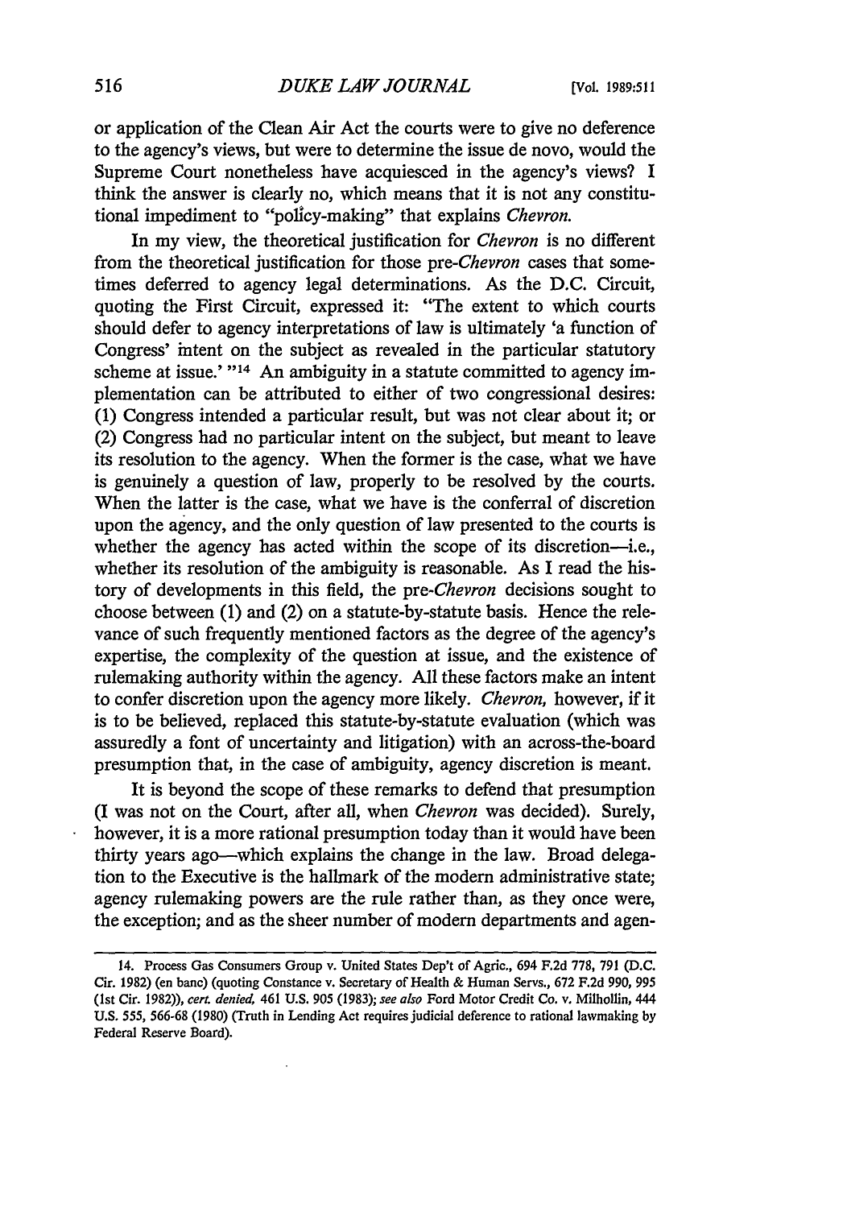or application of the Clean Air Act the courts were to give no deference to the agency's views, but were to determine the issue de novo, would the Supreme Court nonetheless have acquiesced in the agency's views? I think the answer is clearly no, which means that it is not any constitutional impediment to "policy-making" that explains *Chevron.*

In my view, the theoretical justification for *Chevron* is no different from the theoretical justification for those pre-*Chevron* cases that sometimes deferred to agency legal determinations. As the D.C. Circuit, quoting the First Circuit, expressed it: "The extent to which courts should defer to agency interpretations of law is ultimately 'a function of Congress' intent on the subject as revealed in the particular statutory scheme at issue.' "[14] An ambiguity in a statute committed to agency implementation can be attributed to either of two congressional desires: (1) Congress intended a particular result, but was not clear about it; or (2) Congress had no particular intent on the subject, but meant to leave its resolution to the agency. When the former is the case, what we have is genuinely a question of law, properly to be resolved by the courts. When the latter is the case, what we have is the conferral of discretion upon the agency, and the only question of law presented to the courts is whether the agency has acted within the scope of its discretion—i.e., whether its resolution of the ambiguity is reasonable. As I read the history of developments in this field, the pre-*Chevron* decisions sought to choose between (1) and (2) on a statute-by-statute basis. Hence the relevance of such frequently mentioned factors as the degree of the agency's expertise, the complexity of the question at issue, and the existence of rulemaking authority within the agency. All these factors make an intent to confer discretion upon the agency more likely. *Chevron,* however, if it is to be believed, replaced this statute-by-statute evaluation (which was assuredly a font of uncertainty and litigation) with an across-the-board presumption that, in the case of ambiguity, agency discretion is meant.

It is beyond the scope of these remarks to defend that presumption (I was not on the Court, after all, when *Chevron* was decided). Surely, however, it is a more rational presumption today than it would have been thirty years ago—which explains the change in the law. Broad delegation to the Executive is the hallmark of the modern administrative state; agency rulemaking powers are the rule rather than, as they once were, the exception; and as the sheer number of modern departments and agen-

14. Process Gas Consumers Group v. United States Dep't of Agric., 694 F.2d 778, 791 (D.C. Cir. 1982) (en banc) (quoting Constance v. Secretary of Health & Human Servs., 672 F.2d 990, 995 (1st Cir. 1982)), *cert. denied,* 461 U.S. 905 (1983); *see also* Ford Motor Credit Co. v. Milhollin, 444 U.S. 555, 566-68 (1980) (Truth in Lending Act requires judicial deference to rational lawmaking by Federal Reserve Board).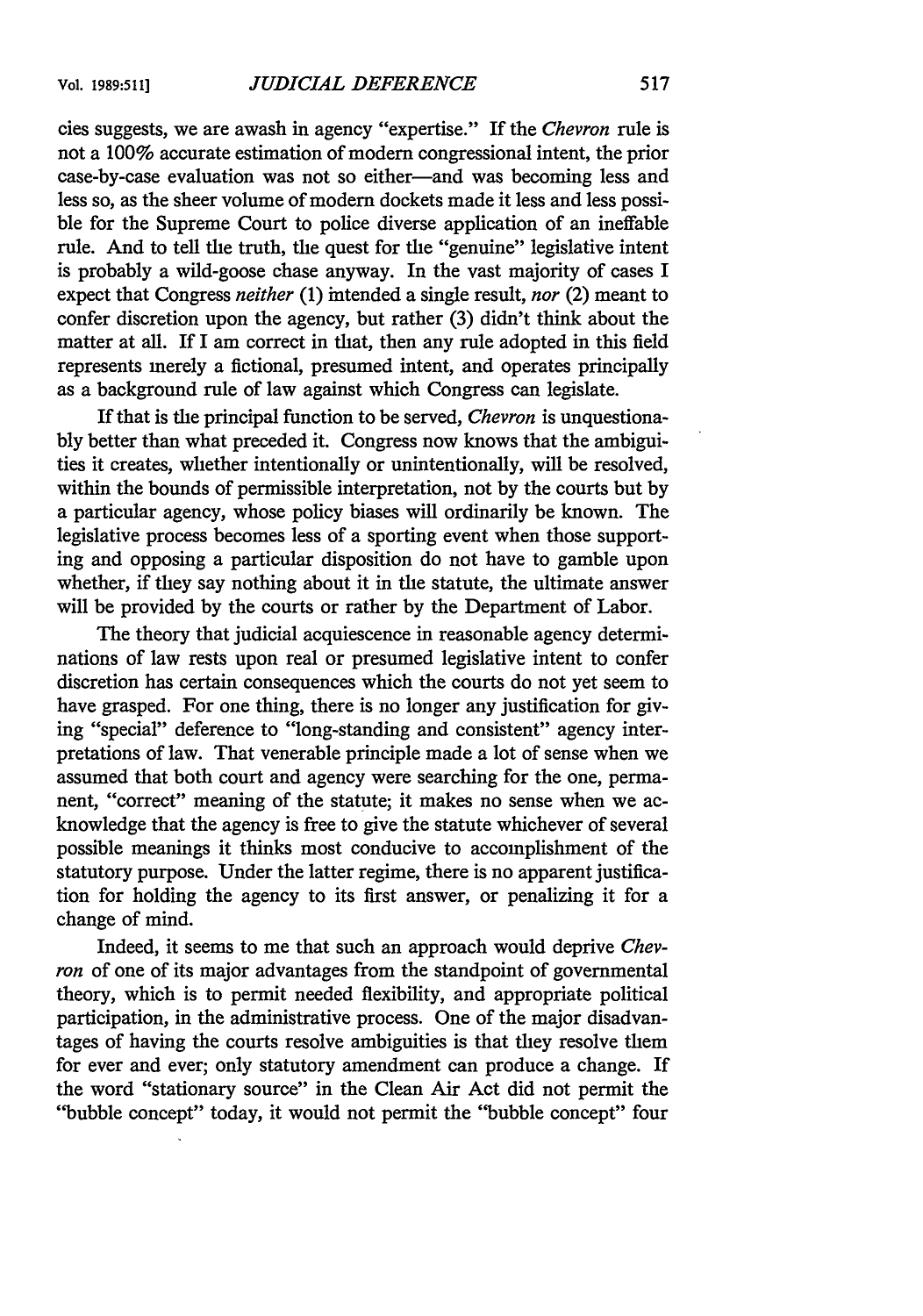cies suggests, we are awash in agency "expertise." If the *Chevron* rule is not a 100% accurate estimation of modern congressional intent, the prior case-by-case evaluation was not so either—and was becoming less and less so, as the sheer volume of modern dockets made it less and less possible for the Supreme Court to police diverse application of an ineffable rule. And to tell the truth, the quest for the "genuine" legislative intent is probably a wild-goose chase anyway. In the vast majority of cases I expect that Congress *neither* (1) intended a single result, *nor* (2) meant to confer discretion upon the agency, but rather (3) didn't think about the matter at all. If I am correct in that, then any rule adopted in this field represents merely a fictional, presumed intent, and operates principally as a background rule of law against which Congress can legislate.

If that is the principal function to be served, *Chevron* is unquestionably better than what preceded it. Congress now knows that the ambiguities it creates, whether intentionally or unintentionally, will be resolved, within the bounds of permissible interpretation, not by the courts but by a particular agency, whose policy biases will ordinarily be known. The legislative process becomes less of a sporting event when those supporting and opposing a particular disposition do not have to gamble upon whether, if they say nothing about it in the statute, the ultimate answer will be provided by the courts or rather by the Department of Labor.

The theory that judicial acquiescence in reasonable agency determinations of law rests upon real or presumed legislative intent to confer discretion has certain consequences which the courts do not yet seem to have grasped. For one thing, there is no longer any justification for giving "special" deference to "long-standing and consistent" agency interpretations of law. That venerable principle made a lot of sense when we assumed that both court and agency were searching for the one, permanent, "correct" meaning of the statute; it makes no sense when we acknowledge that the agency is free to give the statute whichever of several possible meanings it thinks most conducive to accomplishment of the statutory purpose. Under the latter regime, there is no apparent justification for holding the agency to its first answer, or penalizing it for a change of mind.

Indeed, it seems to me that such an approach would deprive *Chevron* of one of its major advantages from the standpoint of governmental theory, which is to permit needed flexibility, and appropriate political participation, in the administrative process. One of the major disadvantages of having the courts resolve ambiguities is that they resolve them for ever and ever; only statutory amendment can produce a change. If the word "stationary source" in the Clean Air Act did not permit the "bubble concept" today, it would not permit the "bubble concept" four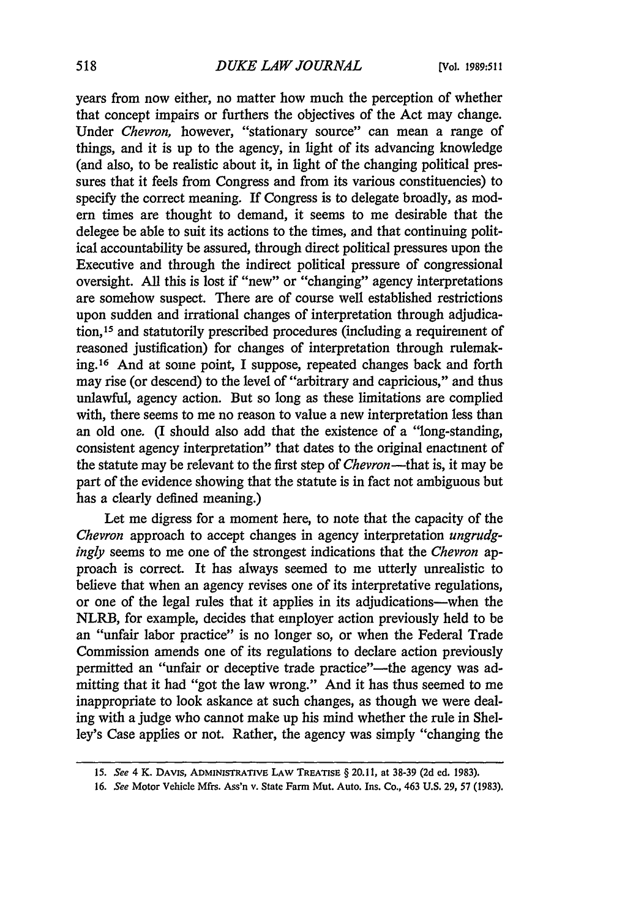years from now either, no matter how much the perception of whether that concept impairs or furthers the objectives of the Act may change. Under *Chevron,* however, "stationary source" can mean a range of things, and it is up to the agency, in light of its advancing knowledge (and also, to be realistic about it, in light of the changing political pressures that it feels from Congress and from its various constituencies) to specify the correct meaning. If Congress is to delegate broadly, as modern times are thought to demand, it seems to me desirable that the delegee be able to suit its actions to the times, and that continuing political accountability be assured, through direct political pressures upon the Executive and through the indirect political pressure of congressional oversight. All this is lost if "new" or "changing" agency interpretations are somehow suspect. There are of course well established restrictions upon sudden and irrational changes of interpretation through adjudication,[15] and statutorily prescribed procedures (including a requirement of reasoned justification) for changes of interpretation through rulemaking.[16] And at some point, I suppose, repeated changes back and forth may rise (or descend) to the level of "arbitrary and capricious," and thus unlawful, agency action. But so long as these limitations are complied with, there seems to me no reason to value a new interpretation less than an old one. (I should also add that the existence of a "long-standing, consistent agency interpretation" that dates to the original enactment of the statute may be relevant to the first step of *Chevron*—that is, it may be part of the evidence showing that the statute is in fact not ambiguous but has a clearly defined meaning.)

Let me digress for a moment here, to note that the capacity of the *Chevron* approach to accept changes in agency interpretation *ungrudgingly* seems to me one of the strongest indications that the *Chevron* approach is correct. It has always seemed to me utterly unrealistic to believe that when an agency revises one of its interpretative regulations, or one of the legal rules that it applies in its adjudications—when the NLRB, for example, decides that employer action previously held to be an "unfair labor practice" is no longer so, or when the Federal Trade Commission amends one of its regulations to declare action previously permitted an "unfair or deceptive trade practice"—the agency was admitting that it had "got the law wrong." And it has thus seemed to me inappropriate to look askance at such changes, as though we were dealing with a judge who cannot make up his mind whether the rule in Shelley's Case applies or not. Rather, the agency was simply "changing the

---

15. *See* 4 K. DAVIS, ADMINISTRATIVE LAW TREATISE § 20.11, at 38-39 (2d ed. 1983).

16. *See* Motor Vehicle Mfrs. Ass'n v. State Farm Mut. Auto. Ins. Co., 463 U.S. 29, 57 (1983).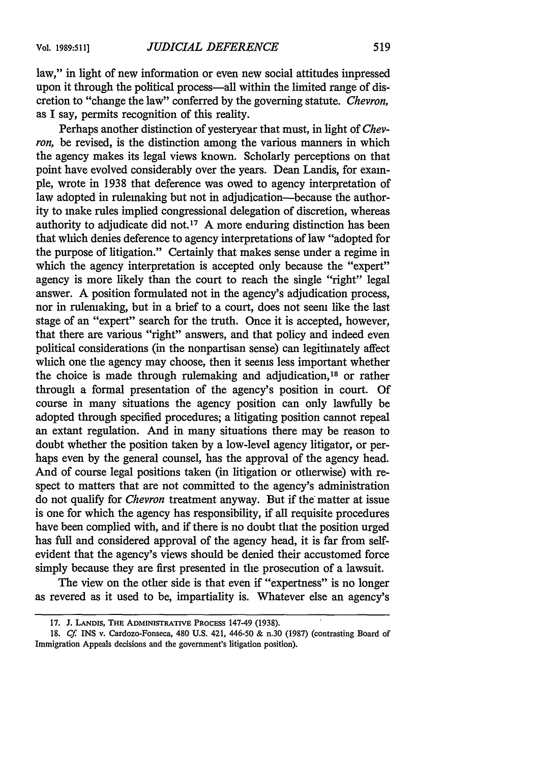law," in light of new information or even new social attitudes impressed upon it through the political process—all within the limited range of discretion to "change the law" conferred by the governing statute. *Chevron,* as I say, permits recognition of this reality.

Perhaps another distinction of yesteryear that must, in light of *Chevron,* be revised, is the distinction among the various manners in which the agency makes its legal views known. Scholarly perceptions on that point have evolved considerably over the years. Dean Landis, for example, wrote in 1938 that deference was owed to agency interpretation of law adopted in rulemaking but not in adjudication—because the authority to make rules implied congressional delegation of discretion, whereas authority to adjudicate did not.[17] A more enduring distinction has been that which denies deference to agency interpretations of law "adopted for the purpose of litigation." Certainly that makes sense under a regime in which the agency interpretation is accepted only because the "expert" agency is more likely than the court to reach the single "right" legal answer. A position formulated not in the agency's adjudication process, nor in rulemaking, but in a brief to a court, does not seem like the last stage of an "expert" search for the truth. Once it is accepted, however, that there are various "right" answers, and that policy and indeed even political considerations (in the nonpartisan sense) can legitimately affect which one the agency may choose, then it seems less important whether the choice is made through rulemaking and adjudication,[18] or rather through a formal presentation of the agency's position in court. Of course in many situations the agency position can only lawfully be adopted through specified procedures; a litigating position cannot repeal an extant regulation. And in many situations there may be reason to doubt whether the position taken by a low-level agency litigator, or perhaps even by the general counsel, has the approval of the agency head. And of course legal positions taken (in litigation or otherwise) with respect to matters that are not committed to the agency's administration do not qualify for *Chevron* treatment anyway. But if the matter at issue is one for which the agency has responsibility, if all requisite procedures have been complied with, and if there is no doubt that the position urged has full and considered approval of the agency head, it is far from self-evident that the agency's views should be denied their accustomed force simply because they are first presented in the prosecution of a lawsuit.

The view on the other side is that even if "expertness" is no longer as revered as it used to be, impartiality is. Whatever else an agency's

---

17. J. LANDIS, THE ADMINISTRATIVE PROCESS 147-49 (1938).

18. *Cf.* INS v. Cardozo-Fonseca, 480 U.S. 421, 446-50 & n.30 (1987) (contrasting Board of Immigration Appeals decisions and the government's litigation position).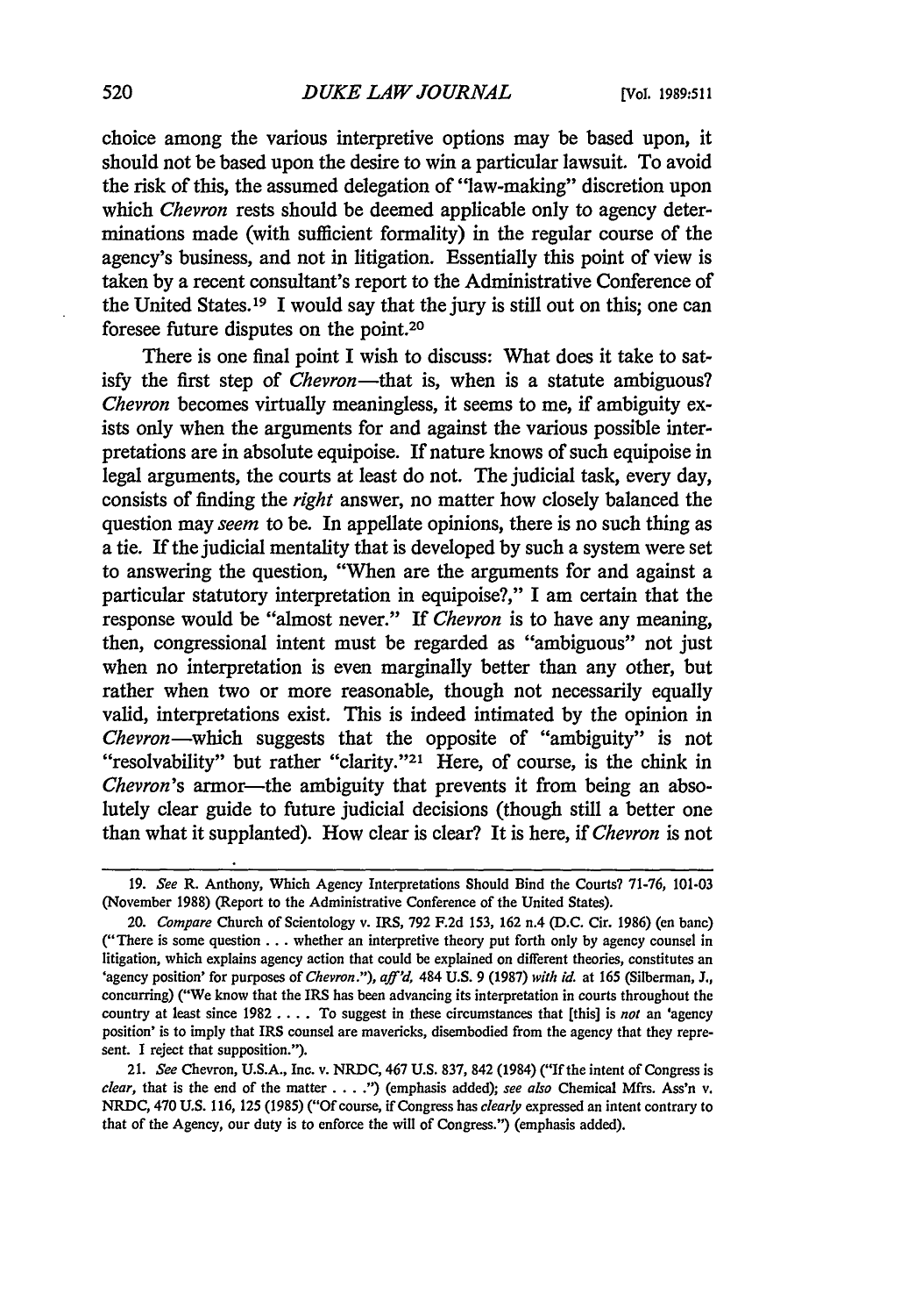choice among the various interpretive options may be based upon, it should not be based upon the desire to win a particular lawsuit. To avoid the risk of this, the assumed delegation of "law-making" discretion upon which *Chevron* rests should be deemed applicable only to agency determinations made (with sufficient formality) in the regular course of the agency's business, and not in litigation. Essentially this point of view is taken by a recent consultant's report to the Administrative Conference of the United States.[19] I would say that the jury is still out on this; one can foresee future disputes on the point.[20]

There is one final point I wish to discuss: What does it take to satisfy the first step of *Chevron*—that is, when is a statute ambiguous? *Chevron* becomes virtually meaningless, it seems to me, if ambiguity exists only when the arguments for and against the various possible interpretations are in absolute equipoise. If nature knows of such equipoise in legal arguments, the courts at least do not. The judicial task, every day, consists of finding the *right* answer, no matter how closely balanced the question may *seem* to be. In appellate opinions, there is no such thing as a tie. If the judicial mentality that is developed by such a system were set to answering the question, "When are the arguments for and against a particular statutory interpretation in equipoise?," I am certain that the response would be "almost never." If *Chevron* is to have any meaning, then, congressional intent must be regarded as "ambiguous" not just when no interpretation is even marginally better than any other, but rather when two or more reasonable, though not necessarily equally valid, interpretations exist. This is indeed intimated by the opinion in *Chevron*—which suggests that the opposite of "ambiguity" is not "resolvability" but rather "clarity."[21] Here, of course, is the chink in *Chevron*'s armor—the ambiguity that prevents it from being an absolutely clear guide to future judicial decisions (though still a better one than what it supplanted). How clear is clear? It is here, if *Chevron* is not

---

19. *See* R. Anthony, Which Agency Interpretations Should Bind the Courts? 71-76, 101-03 (November 1988) (Report to the Administrative Conference of the United States).

20. *Compare* Church of Scientology v. IRS, 792 F.2d 153, 162 n.4 (D.C. Cir. 1986) (en banc) ("There is some question . . . whether an interpretive theory put forth only by agency counsel in litigation, which explains agency action that could be explained on different theories, constitutes an 'agency position' for purposes of *Chevron*."), *aff'd*, 484 U.S. 9 (1987) *with id.* at 165 (Silberman, J., concurring) ("We know that the IRS has been advancing its interpretation in courts throughout the country at least since 1982 . . . . To suggest in these circumstances that [this] is *not* an 'agency position' is to imply that IRS counsel are mavericks, disembodied from the agency that they represent. I reject that supposition.").

21. *See* Chevron, U.S.A., Inc. v. NRDC, 467 U.S. 837, 842 (1984) ("If the intent of Congress is *clear*, that is the end of the matter . . . .") (emphasis added); *see also* Chemical Mfrs. Ass'n v. NRDC, 470 U.S. 116, 125 (1985) ("Of course, if Congress has *clearly* expressed an intent contrary to that of the Agency, our duty is to enforce the will of Congress.") (emphasis added).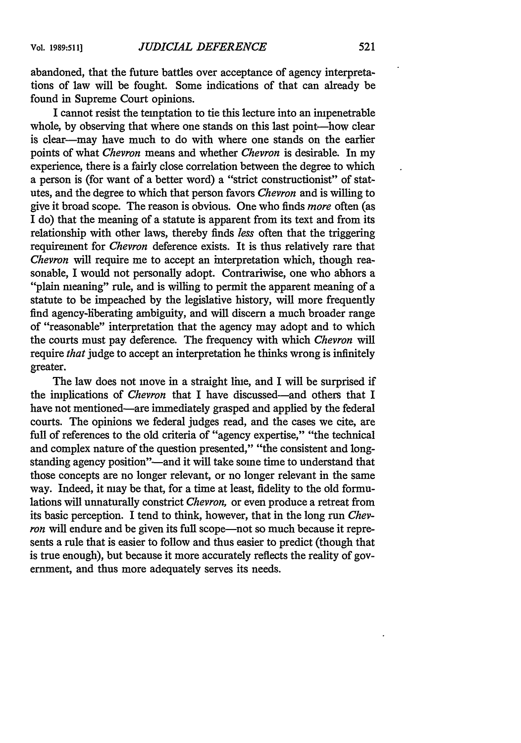abandoned, that the future battles over acceptance of agency interpretations of law will be fought. Some indications of that can already be found in Supreme Court opinions.

I cannot resist the temptation to tie this lecture into an impenetrable whole, by observing that where one stands on this last point—how clear is clear—may have much to do with where one stands on the earlier points of what *Chevron* means and whether *Chevron* is desirable. In my experience, there is a fairly close correlation between the degree to which a person is (for want of a better word) a "strict constructionist" of statutes, and the degree to which that person favors *Chevron* and is willing to give it broad scope. The reason is obvious. One who finds *more* often (as I do) that the meaning of a statute is apparent from its text and from its relationship with other laws, thereby finds *less* often that the triggering requirement for *Chevron* deference exists. It is thus relatively rare that *Chevron* will require me to accept an interpretation which, though reasonable, I would not personally adopt. Contrariwise, one who abhors a "plain meaning" rule, and is willing to permit the apparent meaning of a statute to be impeached by the legislative history, will more frequently find agency-liberating ambiguity, and will discern a much broader range of "reasonable" interpretation that the agency may adopt and to which the courts must pay deference. The frequency with which *Chevron* will require *that* judge to accept an interpretation he thinks wrong is infinitely greater.

The law does not move in a straight line, and I will be surprised if the implications of *Chevron* that I have discussed—and others that I have not mentioned—are immediately grasped and applied by the federal courts. The opinions we federal judges read, and the cases we cite, are full of references to the old criteria of "agency expertise," "the technical and complex nature of the question presented," "the consistent and long-standing agency position"—and it will take some time to understand that those concepts are no longer relevant, or no longer relevant in the same way. Indeed, it may be that, for a time at least, fidelity to the old formulations will unnaturally constrict *Chevron,* or even produce a retreat from its basic perception. I tend to think, however, that in the long run *Chevron* will endure and be given its full scope—not so much because it represents a rule that is easier to follow and thus easier to predict (though that is true enough), but because it more accurately reflects the reality of government, and thus more adequately serves its needs.